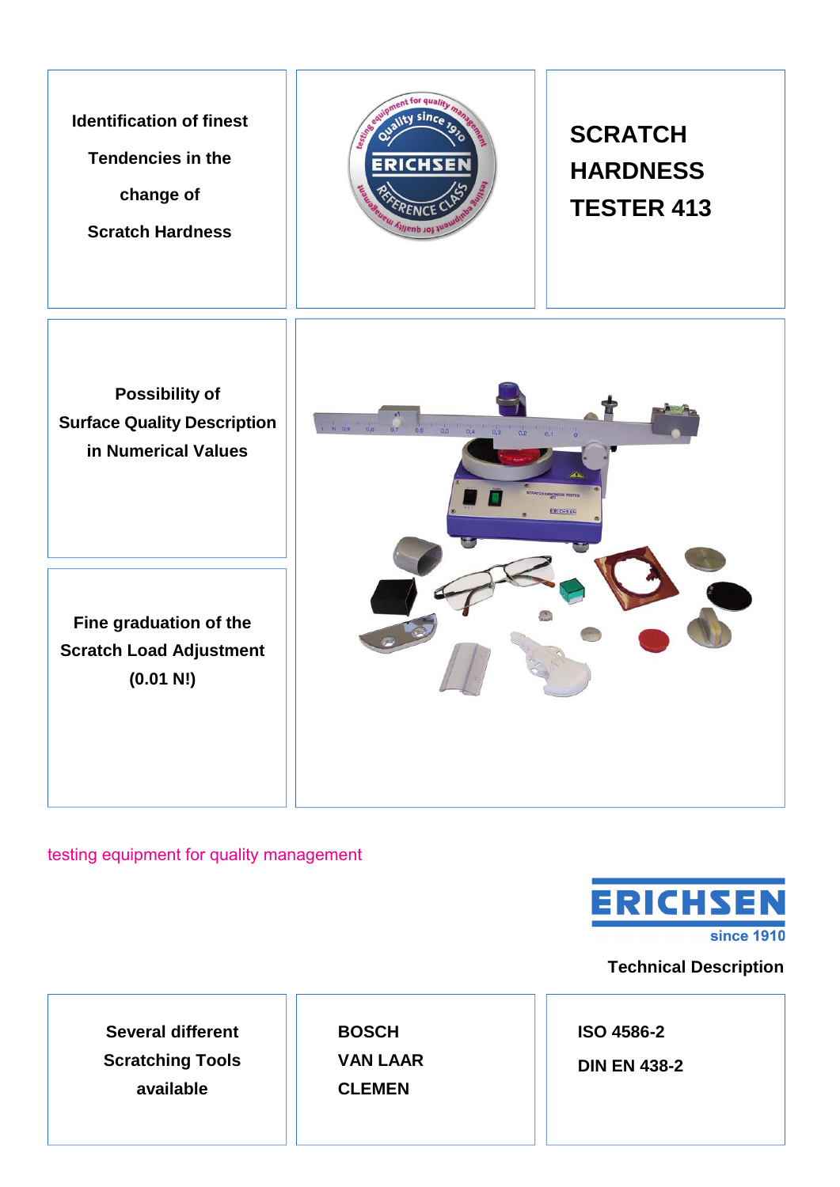# SCRATCH HARDNESS TESTER 413

Identification of finest Tendencies in the change of Scratch Hardness

Possibility of Surface Quality Description in Numerical Values

Fine graduation of the Scratch Load Adjustment (0.01 N!)

testing equipment for quality management

ERICHSEN since 1910

Technical Description

Several different Scratching Tools available

BOSCH
VAN LAAR
CLEMEN

ISO 4586-2

DIN EN 438-2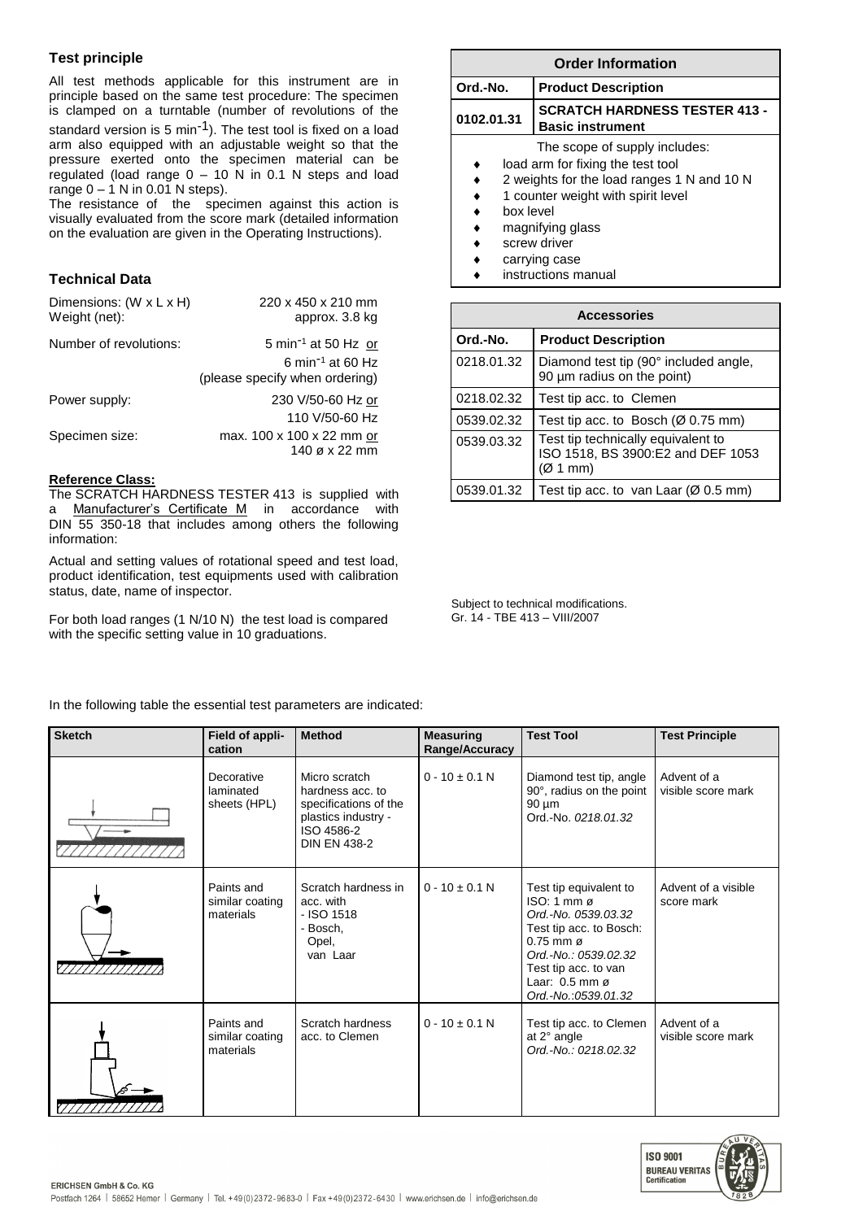## Test principle

All test methods applicable for this instrument are in principle based on the same test procedure: The specimen is clamped on a turntable (number of revolutions of the standard version is 5 min$^{-1}$). The test tool is fixed on a load arm also equipped with an adjustable weight so that the pressure exerted onto the specimen material can be regulated (load range 0 – 10 N in 0.1 N steps and load range 0 – 1 N in 0.01 N steps).
The resistance of the specimen against this action is visually evaluated from the score mark (detailed information on the evaluation are given in the Operating Instructions).

## Technical Data

| | |
|---|---|
| Dimensions: (W x L x H) | 220 x 450 x 210 mm |
| Weight (net): | approx. 3.8 kg |
| Number of revolutions: | 5 min$^{-1}$ at 50 Hz or 6 min$^{-1}$ at 60 Hz (please specify when ordering) |
| Power supply: | 230 V/50-60 Hz or 110 V/50-60 Hz |
| Specimen size: | max. 100 x 100 x 22 mm or 140 ø x 22 mm |

**Reference Class:**
The SCRATCH HARDNESS TESTER 413 is supplied with a Manufacturer's Certificate M in accordance with DIN 55 350-18 that includes among others the following information:

Actual and setting values of rotational speed and test load, product identification, test equipments used with calibration status, date, name of inspector.

For both load ranges (1 N/10 N) the test load is compared with the specific setting value in 10 graduations.

| Order Information | |
|---|---|
| **Ord.-No.** | **Product Description** |
| **0102.01.31** | **SCRATCH HARDNESS TESTER 413 - Basic instrument** |

The scope of supply includes:

- load arm for fixing the test tool
- 2 weights for the load ranges 1 N and 10 N
- 1 counter weight with spirit level
- box level
- magnifying glass
- screw driver
- carrying case
- instructions manual

| Accessories | |
|---|---|
| **Ord.-No.** | **Product Description** |
| 0218.01.32 | Diamond test tip (90° included angle, 90 µm radius on the point) |
| 0218.02.32 | Test tip acc. to Clemen |
| 0539.02.32 | Test tip acc. to Bosch (Ø 0.75 mm) |
| 0539.03.32 | Test tip technically equivalent to ISO 1518, BS 3900:E2 and DEF 1053 (Ø 1 mm) |
| 0539.01.32 | Test tip acc. to van Laar (Ø 0.5 mm) |

Subject to technical modifications.
Gr. 14 - TBE 413 – VIII/2007

In the following table the essential test parameters are indicated:

| Sketch | Field of application | Method | Measuring Range/Accuracy | Test Tool | Test Principle |
|---|---|---|---|---|---|
| | Decorative laminated sheets (HPL) | Micro scratch hardness acc. to specifications of the plastics industry - ISO 4586-2 DIN EN 438-2 | 0 - 10 ± 0.1 N | Diamond test tip, angle 90°, radius on the point 90 µm Ord.-No. *0218.01.32* | Advent of a visible score mark |
| | Paints and similar coating materials | Scratch hardness in acc. with - ISO 1518 - Bosch, Opel, van Laar | 0 - 10 ± 0.1 N | Test tip equivalent to ISO: 1 mm ø *Ord.-No. 0539.03.32* Test tip acc. to Bosch: 0.75 mm ø *Ord.-No.: 0539.02.32* Test tip acc. to van Laar: 0.5 mm ø *Ord.-No.:0539.01.32* | Advent of a visible score mark |
| | Paints and similar coating materials | Scratch hardness acc. to Clemen | 0 - 10 ± 0.1 N | Test tip acc. to Clemen at 2° angle *Ord.-No.: 0218.02.32* | Advent of a visible score mark |

ERICHSEN GmbH & Co. KG
Postfach 1264 | 58652 Hemer | Germany | Tel. +49(0)2372-9683-0 | Fax +49(0)2372-6430 | www.erichsen.de | info@erichsen.de

ISO 9001 BUREAU VERITAS Certification